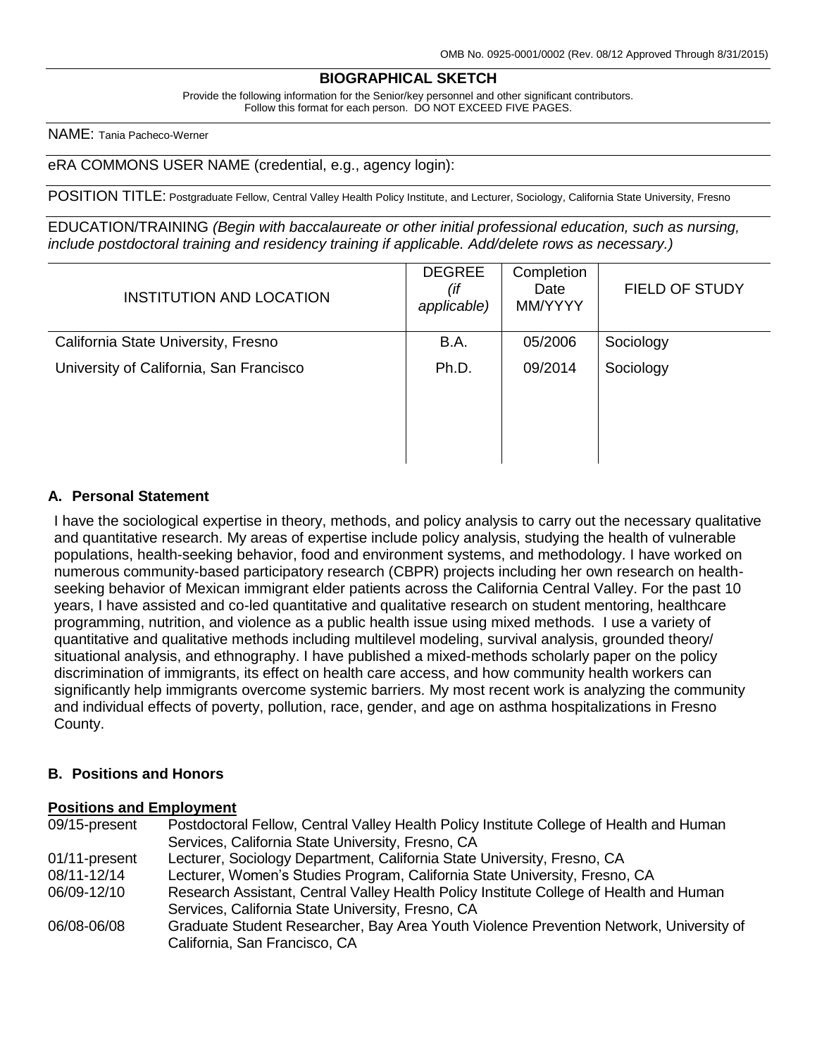OMB No. 0925-0001/0002 (Rev. 08/12 Approved Through 8/31/2015)

## BIOGRAPHICAL SKETCH

Provide the following information for the Senior/key personnel and other significant contributors.
Follow this format for each person. DO NOT EXCEED FIVE PAGES.

NAME: Tania Pacheco-Werner

eRA COMMONS USER NAME (credential, e.g., agency login):

POSITION TITLE: Postgraduate Fellow, Central Valley Health Policy Institute, and Lecturer, Sociology, California State University, Fresno

EDUCATION/TRAINING *(Begin with baccalaureate or other initial professional education, such as nursing, include postdoctoral training and residency training if applicable. Add/delete rows as necessary.)*

| INSTITUTION AND LOCATION | DEGREE *(if applicable)* | Completion Date MM/YYYY | FIELD OF STUDY |
|---|---|---|---|
| California State University, Fresno | B.A. | 05/2006 | Sociology |
| University of California, San Francisco | Ph.D. | 09/2014 | Sociology |

### A. Personal Statement

I have the sociological expertise in theory, methods, and policy analysis to carry out the necessary qualitative and quantitative research. My areas of expertise include policy analysis, studying the health of vulnerable populations, health-seeking behavior, food and environment systems, and methodology. I have worked on numerous community-based participatory research (CBPR) projects including her own research on health-seeking behavior of Mexican immigrant elder patients across the California Central Valley. For the past 10 years, I have assisted and co-led quantitative and qualitative research on student mentoring, healthcare programming, nutrition, and violence as a public health issue using mixed methods. I use a variety of quantitative and qualitative methods including multilevel modeling, survival analysis, grounded theory/ situational analysis, and ethnography. I have published a mixed-methods scholarly paper on the policy discrimination of immigrants, its effect on health care access, and how community health workers can significantly help immigrants overcome systemic barriers. My most recent work is analyzing the community and individual effects of poverty, pollution, race, gender, and age on asthma hospitalizations in Fresno County.

### B. Positions and Honors

**Positions and Employment**

| | |
|---|---|
| 09/15-present | Postdoctoral Fellow, Central Valley Health Policy Institute College of Health and Human Services, California State University, Fresno, CA |
| 01/11-present | Lecturer, Sociology Department, California State University, Fresno, CA |
| 08/11-12/14 | Lecturer, Women's Studies Program, California State University, Fresno, CA |
| 06/09-12/10 | Research Assistant, Central Valley Health Policy Institute College of Health and Human Services, California State University, Fresno, CA |
| 06/08-06/08 | Graduate Student Researcher, Bay Area Youth Violence Prevention Network, University of California, San Francisco, CA |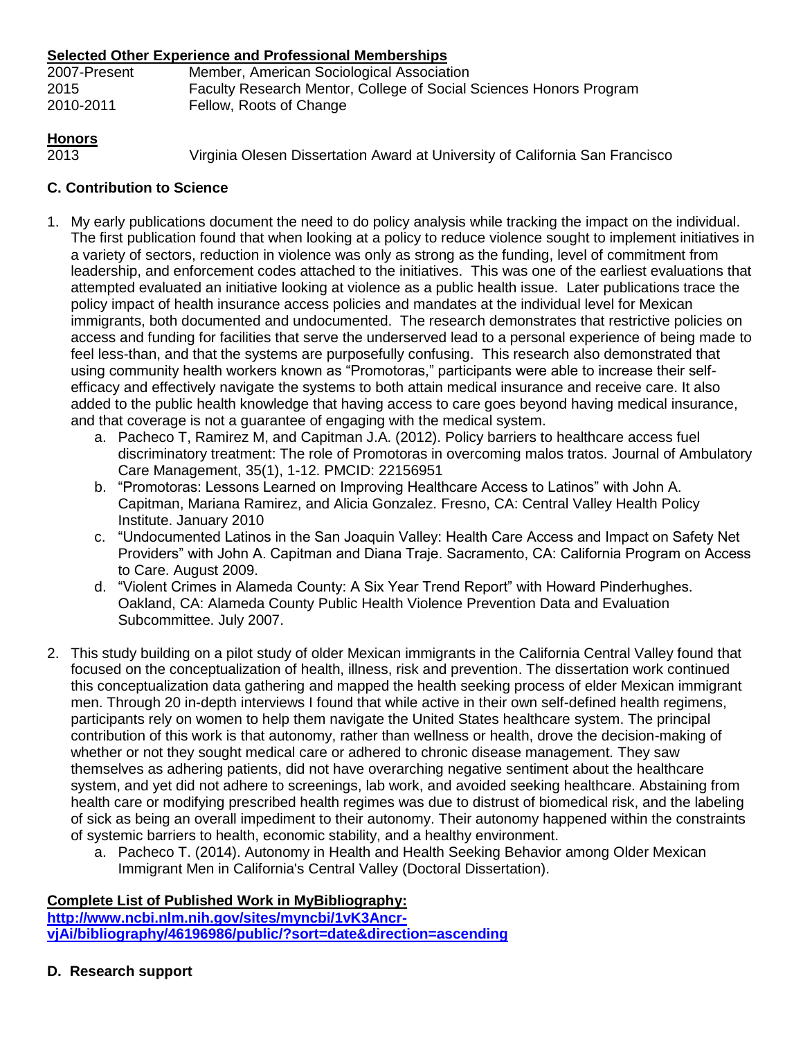**Selected Other Experience and Professional Memberships**

| | |
|---|---|
| 2007-Present | Member, American Sociological Association |
| 2015 | Faculty Research Mentor, College of Social Sciences Honors Program |
| 2010-2011 | Fellow, Roots of Change |

**Honors**

| | |
|---|---|
| 2013 | Virginia Olesen Dissertation Award at University of California San Francisco |

## C. Contribution to Science

1. My early publications document the need to do policy analysis while tracking the impact on the individual. The first publication found that when looking at a policy to reduce violence sought to implement initiatives in a variety of sectors, reduction in violence was only as strong as the funding, level of commitment from leadership, and enforcement codes attached to the initiatives. This was one of the earliest evaluations that attempted evaluated an initiative looking at violence as a public health issue. Later publications trace the policy impact of health insurance access policies and mandates at the individual level for Mexican immigrants, both documented and undocumented. The research demonstrates that restrictive policies on access and funding for facilities that serve the underserved lead to a personal experience of being made to feel less-than, and that the systems are purposefully confusing. This research also demonstrated that using community health workers known as "Promotoras," participants were able to increase their self-efficacy and effectively navigate the systems to both attain medical insurance and receive care. It also added to the public health knowledge that having access to care goes beyond having medical insurance, and that coverage is not a guarantee of engaging with the medical system.
   a. Pacheco T, Ramirez M, and Capitman J.A. (2012). Policy barriers to healthcare access fuel discriminatory treatment: The role of Promotoras in overcoming malos tratos. Journal of Ambulatory Care Management, 35(1), 1-12. PMCID: 22156951
   b. "Promotoras: Lessons Learned on Improving Healthcare Access to Latinos" with John A. Capitman, Mariana Ramirez, and Alicia Gonzalez. Fresno, CA: Central Valley Health Policy Institute. January 2010
   c. "Undocumented Latinos in the San Joaquin Valley: Health Care Access and Impact on Safety Net Providers" with John A. Capitman and Diana Traje. Sacramento, CA: California Program on Access to Care. August 2009.
   d. "Violent Crimes in Alameda County: A Six Year Trend Report" with Howard Pinderhughes. Oakland, CA: Alameda County Public Health Violence Prevention Data and Evaluation Subcommittee. July 2007.

2. This study building on a pilot study of older Mexican immigrants in the California Central Valley found that focused on the conceptualization of health, illness, risk and prevention. The dissertation work continued this conceptualization data gathering and mapped the health seeking process of elder Mexican immigrant men. Through 20 in-depth interviews I found that while active in their own self-defined health regimens, participants rely on women to help them navigate the United States healthcare system. The principal contribution of this work is that autonomy, rather than wellness or health, drove the decision-making of whether or not they sought medical care or adhered to chronic disease management. They saw themselves as adhering patients, did not have overarching negative sentiment about the healthcare system, and yet did not adhere to screenings, lab work, and avoided seeking healthcare. Abstaining from health care or modifying prescribed health regimes was due to distrust of biomedical risk, and the labeling of sick as being an overall impediment to their autonomy. Their autonomy happened within the constraints of systemic barriers to health, economic stability, and a healthy environment.
   a. Pacheco T. (2014). Autonomy in Health and Health Seeking Behavior among Older Mexican Immigrant Men in California's Central Valley (Doctoral Dissertation).

**Complete List of Published Work in MyBibliography:**
**http://www.ncbi.nlm.nih.gov/sites/myncbi/1vK3Ancr-vjAi/bibliography/46196986/public/?sort=date&direction=ascending**

## D. Research support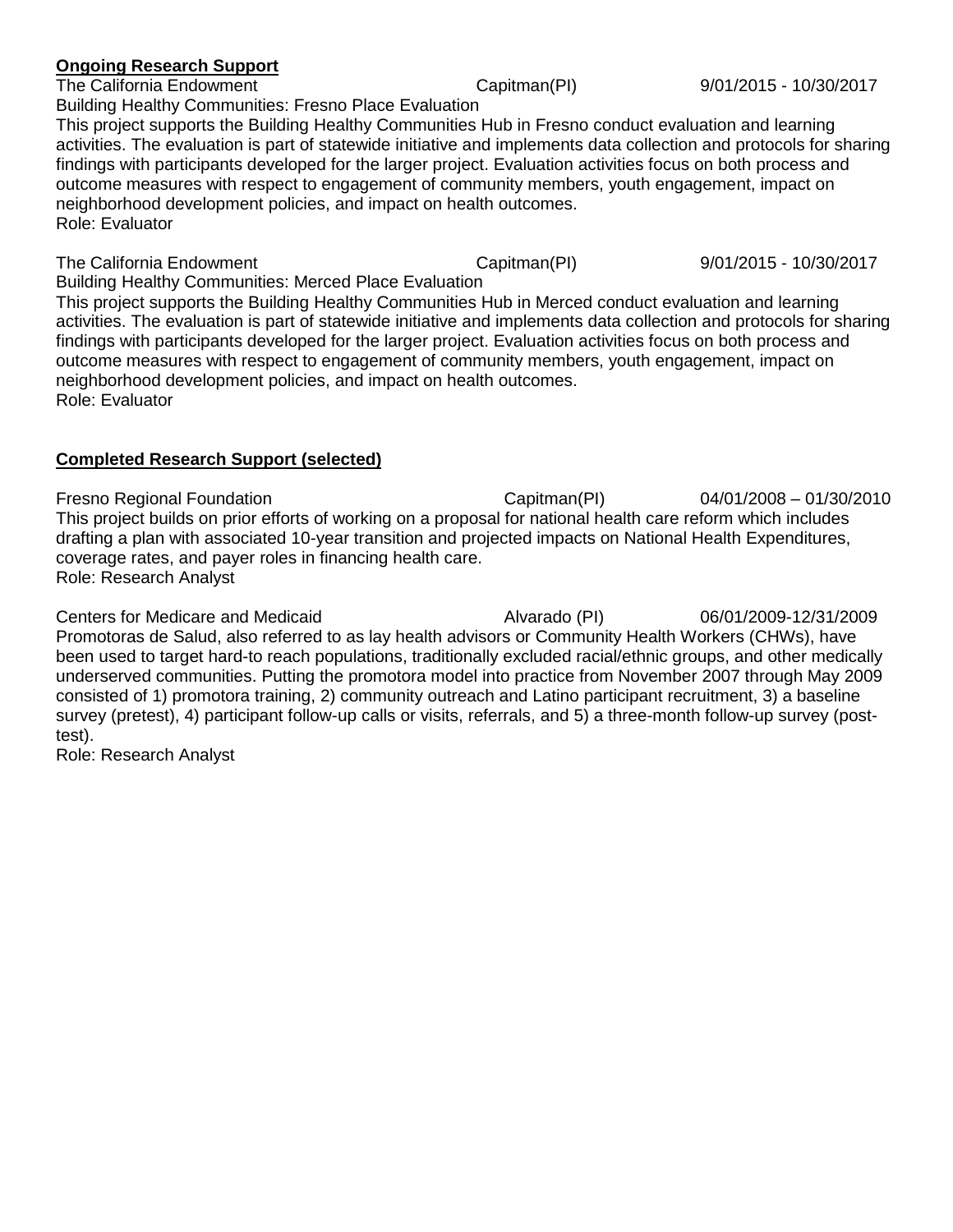**Ongoing Research Support**

The California Endowment Capitman(PI) 9/01/2015 - 10/30/2017
Building Healthy Communities: Fresno Place Evaluation
This project supports the Building Healthy Communities Hub in Fresno conduct evaluation and learning activities. The evaluation is part of statewide initiative and implements data collection and protocols for sharing findings with participants developed for the larger project. Evaluation activities focus on both process and outcome measures with respect to engagement of community members, youth engagement, impact on neighborhood development policies, and impact on health outcomes.
Role: Evaluator

The California Endowment Capitman(PI) 9/01/2015 - 10/30/2017
Building Healthy Communities: Merced Place Evaluation
This project supports the Building Healthy Communities Hub in Merced conduct evaluation and learning activities. The evaluation is part of statewide initiative and implements data collection and protocols for sharing findings with participants developed for the larger project. Evaluation activities focus on both process and outcome measures with respect to engagement of community members, youth engagement, impact on neighborhood development policies, and impact on health outcomes.
Role: Evaluator

**Completed Research Support (selected)**

Fresno Regional Foundation Capitman(PI) 04/01/2008 – 01/30/2010
This project builds on prior efforts of working on a proposal for national health care reform which includes drafting a plan with associated 10-year transition and projected impacts on National Health Expenditures, coverage rates, and payer roles in financing health care.
Role: Research Analyst

Centers for Medicare and Medicaid Alvarado (PI) 06/01/2009-12/31/2009
Promotoras de Salud, also referred to as lay health advisors or Community Health Workers (CHWs), have been used to target hard-to reach populations, traditionally excluded racial/ethnic groups, and other medically underserved communities. Putting the promotora model into practice from November 2007 through May 2009 consisted of 1) promotora training, 2) community outreach and Latino participant recruitment, 3) a baseline survey (pretest), 4) participant follow-up calls or visits, referrals, and 5) a three-month follow-up survey (post-test).
Role: Research Analyst